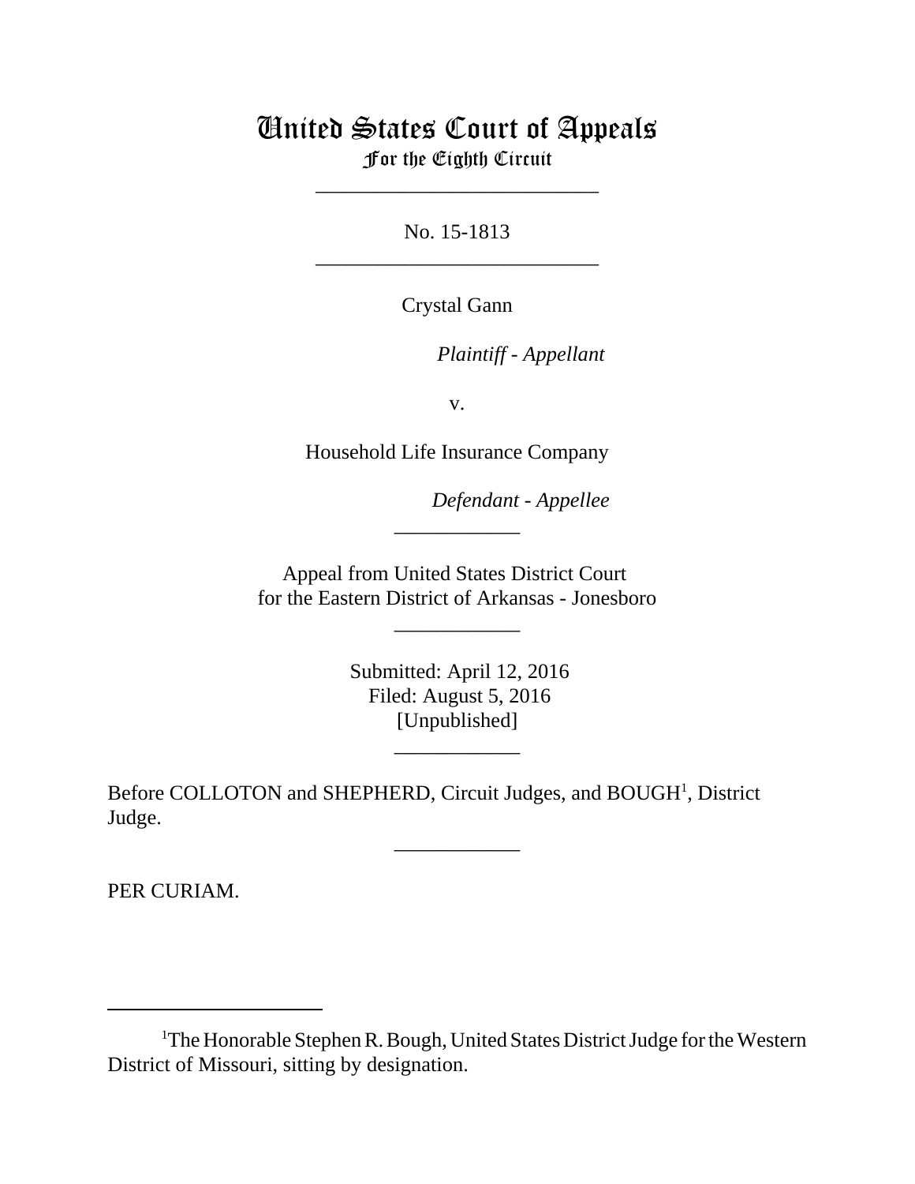# United States Court of Appeals
## For the Eighth Circuit

---

No. 15-1813

---

Crystal Gann

*Plaintiff - Appellant*

v.

Household Life Insurance Company

*Defendant - Appellee*

---

Appeal from United States District Court
for the Eastern District of Arkansas - Jonesboro

---

Submitted: April 12, 2016
Filed: August 5, 2016
[Unpublished]

---

Before COLLOTON and SHEPHERD, Circuit Judges, and BOUGH[1], District Judge.

---

PER CURIAM.

---

[1]The Honorable Stephen R. Bough, United States District Judge for the Western District of Missouri, sitting by designation.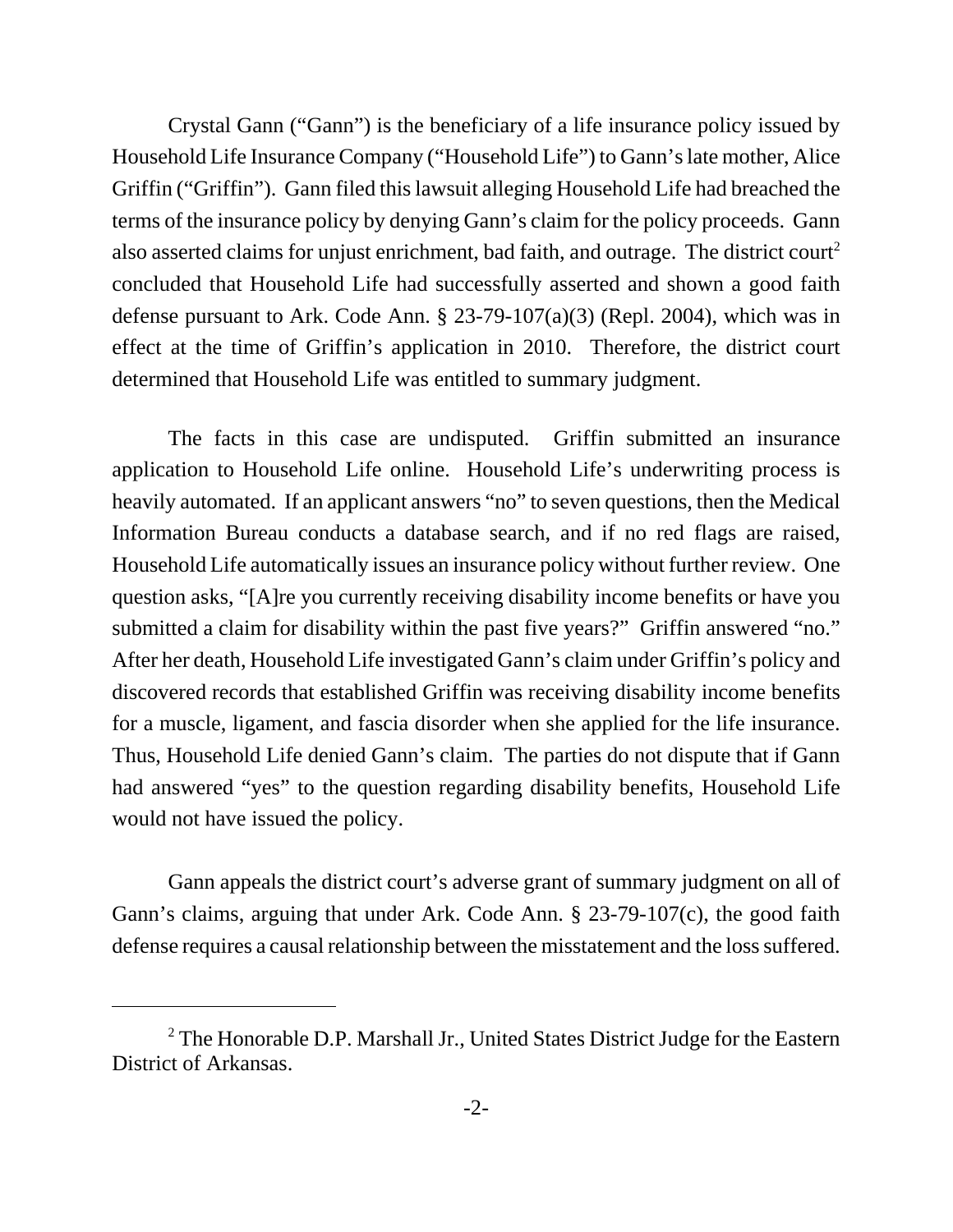Crystal Gann ("Gann") is the beneficiary of a life insurance policy issued by Household Life Insurance Company ("Household Life") to Gann's late mother, Alice Griffin ("Griffin"). Gann filed this lawsuit alleging Household Life had breached the terms of the insurance policy by denying Gann's claim for the policy proceeds. Gann also asserted claims for unjust enrichment, bad faith, and outrage. The district court[2] concluded that Household Life had successfully asserted and shown a good faith defense pursuant to Ark. Code Ann. § 23-79-107(a)(3) (Repl. 2004), which was in effect at the time of Griffin's application in 2010. Therefore, the district court determined that Household Life was entitled to summary judgment.

The facts in this case are undisputed. Griffin submitted an insurance application to Household Life online. Household Life's underwriting process is heavily automated. If an applicant answers "no" to seven questions, then the Medical Information Bureau conducts a database search, and if no red flags are raised, Household Life automatically issues an insurance policy without further review. One question asks, "[A]re you currently receiving disability income benefits or have you submitted a claim for disability within the past five years?" Griffin answered "no." After her death, Household Life investigated Gann's claim under Griffin's policy and discovered records that established Griffin was receiving disability income benefits for a muscle, ligament, and fascia disorder when she applied for the life insurance. Thus, Household Life denied Gann's claim. The parties do not dispute that if Gann had answered "yes" to the question regarding disability benefits, Household Life would not have issued the policy.

Gann appeals the district court's adverse grant of summary judgment on all of Gann's claims, arguing that under Ark. Code Ann. § 23-79-107(c), the good faith defense requires a causal relationship between the misstatement and the loss suffered.

[2] The Honorable D.P. Marshall Jr., United States District Judge for the Eastern District of Arkansas.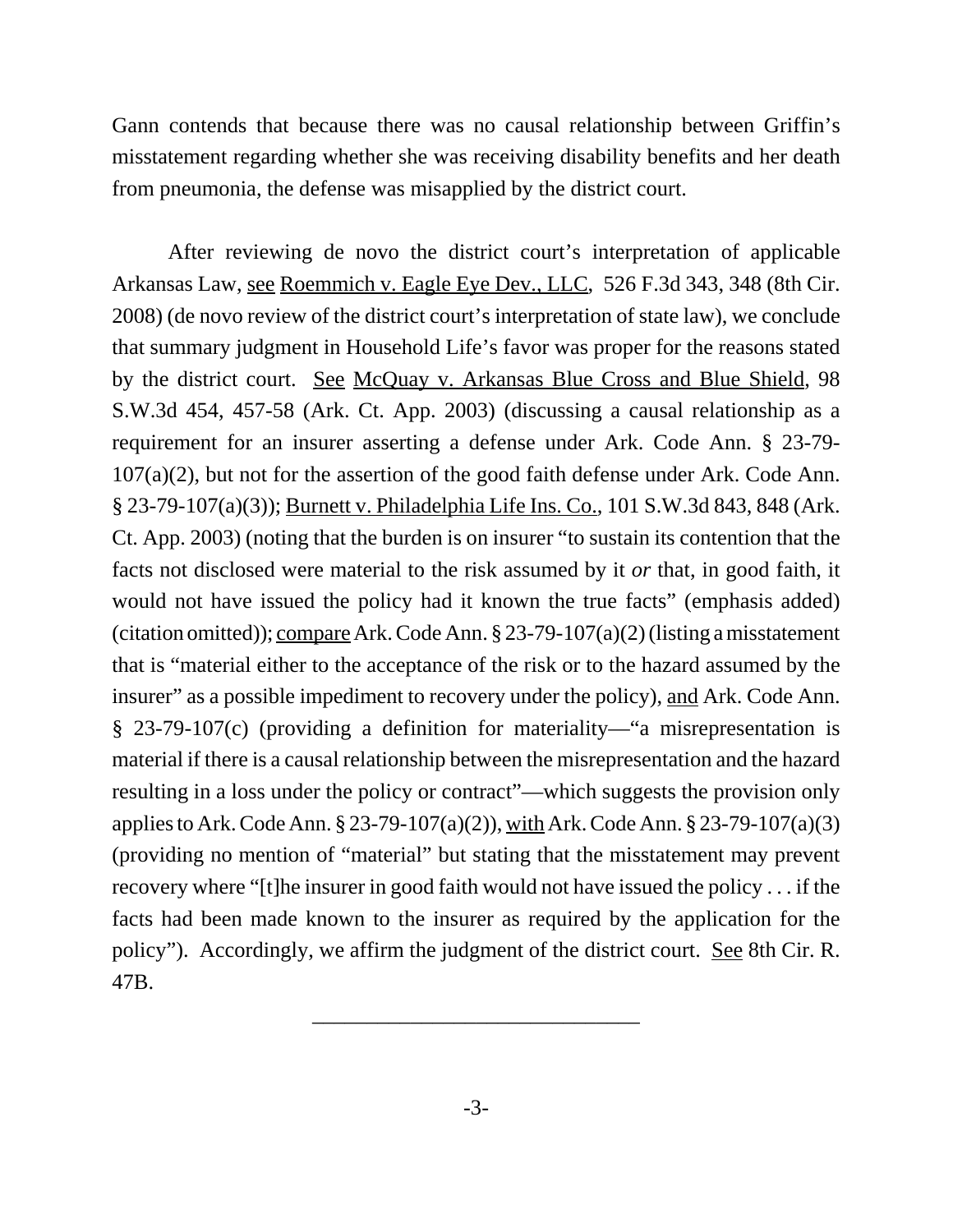Gann contends that because there was no causal relationship between Griffin's misstatement regarding whether she was receiving disability benefits and her death from pneumonia, the defense was misapplied by the district court.

After reviewing de novo the district court's interpretation of applicable Arkansas Law, see Roemmich v. Eagle Eye Dev., LLC, 526 F.3d 343, 348 (8th Cir. 2008) (de novo review of the district court's interpretation of state law), we conclude that summary judgment in Household Life's favor was proper for the reasons stated by the district court. See McQuay v. Arkansas Blue Cross and Blue Shield, 98 S.W.3d 454, 457-58 (Ark. Ct. App. 2003) (discussing a causal relationship as a requirement for an insurer asserting a defense under Ark. Code Ann. § 23-79-107(a)(2), but not for the assertion of the good faith defense under Ark. Code Ann. § 23-79-107(a)(3)); Burnett v. Philadelphia Life Ins. Co., 101 S.W.3d 843, 848 (Ark. Ct. App. 2003) (noting that the burden is on insurer "to sustain its contention that the facts not disclosed were material to the risk assumed by it *or* that, in good faith, it would not have issued the policy had it known the true facts" (emphasis added) (citation omitted)); compare Ark. Code Ann. § 23-79-107(a)(2) (listing a misstatement that is "material either to the acceptance of the risk or to the hazard assumed by the insurer" as a possible impediment to recovery under the policy), and Ark. Code Ann. § 23-79-107(c) (providing a definition for materiality—"a misrepresentation is material if there is a causal relationship between the misrepresentation and the hazard resulting in a loss under the policy or contract"—which suggests the provision only applies to Ark. Code Ann. § 23-79-107(a)(2)), with Ark. Code Ann. § 23-79-107(a)(3) (providing no mention of "material" but stating that the misstatement may prevent recovery where "[t]he insurer in good faith would not have issued the policy . . . if the facts had been made known to the insurer as required by the application for the policy"). Accordingly, we affirm the judgment of the district court. See 8th Cir. R. 47B.

______________________________